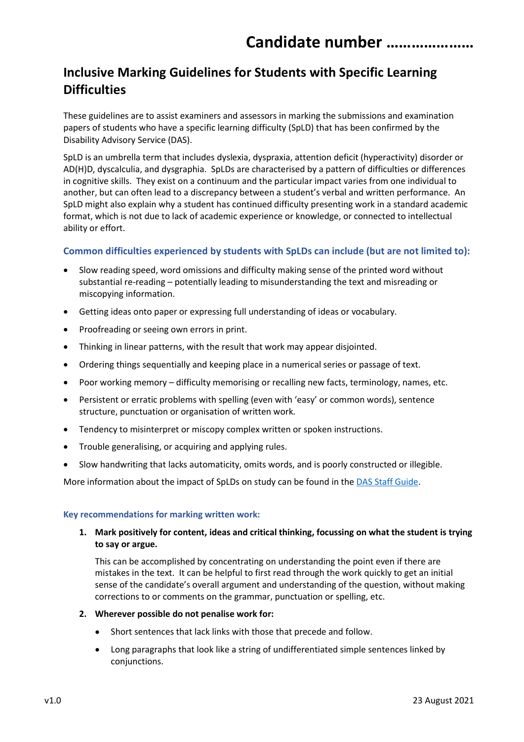# Candidate number …………………

## Inclusive Marking Guidelines for Students with Specific Learning Difficulties

These guidelines are to assist examiners and assessors in marking the submissions and examination papers of students who have a specific learning difficulty (SpLD) that has been confirmed by the Disability Advisory Service (DAS).

SpLD is an umbrella term that includes dyslexia, dyspraxia, attention deficit (hyperactivity) disorder or AD(H)D, dyscalculia, and dysgraphia. SpLDs are characterised by a pattern of difficulties or differences in cognitive skills. They exist on a continuum and the particular impact varies from one individual to another, but can often lead to a discrepancy between a student's verbal and written performance. An SpLD might also explain why a student has continued difficulty presenting work in a standard academic format, which is not due to lack of academic experience or knowledge, or connected to intellectual ability or effort.

### Common difficulties experienced by students with SpLDs can include (but are not limited to):

- Slow reading speed, word omissions and difficulty making sense of the printed word without substantial re-reading – potentially leading to misunderstanding the text and misreading or miscopying information.
- Getting ideas onto paper or expressing full understanding of ideas or vocabulary.
- Proofreading or seeing own errors in print.
- Thinking in linear patterns, with the result that work may appear disjointed.
- Ordering things sequentially and keeping place in a numerical series or passage of text.
- Poor working memory – difficulty memorising or recalling new facts, terminology, names, etc.
- Persistent or erratic problems with spelling (even with 'easy' or common words), sentence structure, punctuation or organisation of written work.
- Tendency to misinterpret or miscopy complex written or spoken instructions.
- Trouble generalising, or acquiring and applying rules.
- Slow handwriting that lacks automaticity, omits words, and is poorly constructed or illegible.

More information about the impact of SpLDs on study can be found in the DAS Staff Guide.

#### Key recommendations for marking written work:

1. **Mark positively for content, ideas and critical thinking, focussing on what the student is trying to say or argue.**

   This can be accomplished by concentrating on understanding the point even if there are mistakes in the text. It can be helpful to first read through the work quickly to get an initial sense of the candidate's overall argument and understanding of the question, without making corrections to or comments on the grammar, punctuation or spelling, etc.

2. **Wherever possible do not penalise work for:**
   - Short sentences that lack links with those that precede and follow.
   - Long paragraphs that look like a string of undifferentiated simple sentences linked by conjunctions.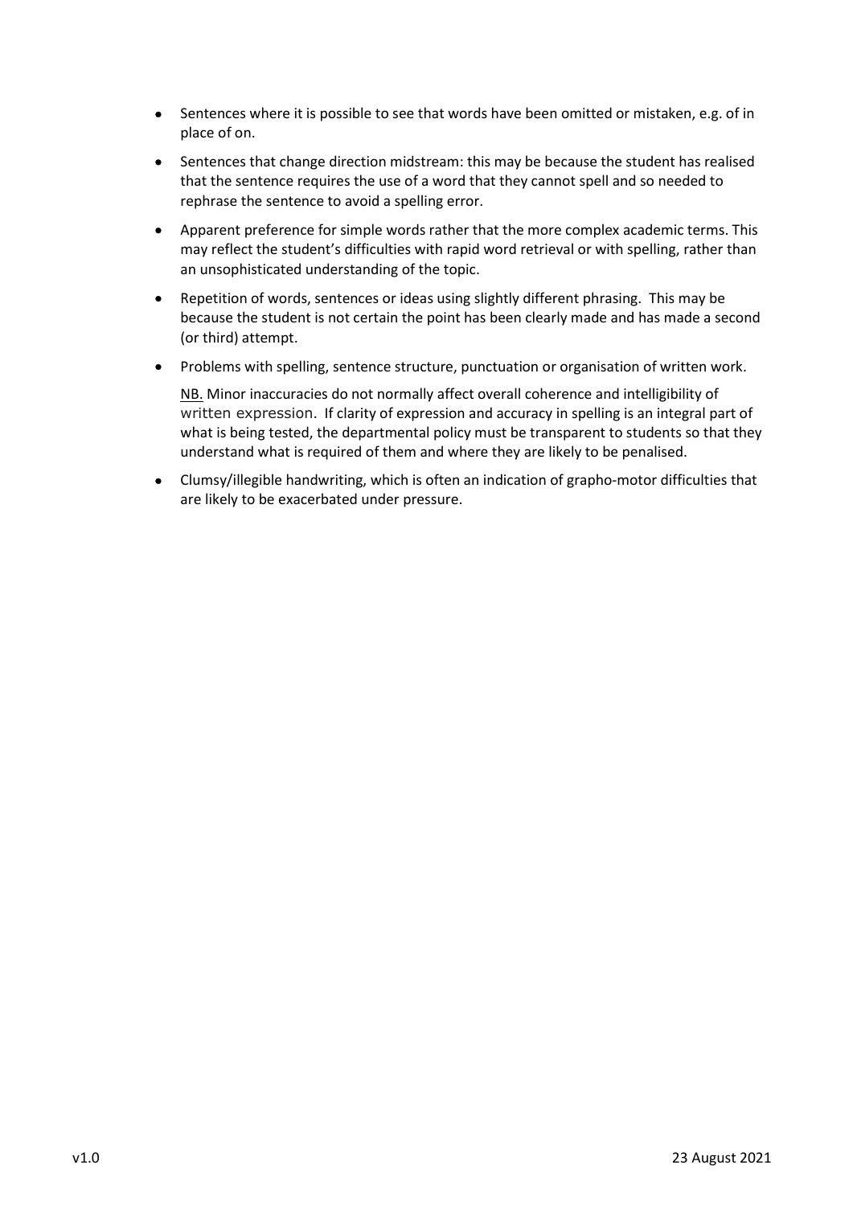- Sentences where it is possible to see that words have been omitted or mistaken, e.g. of in place of on.
- Sentences that change direction midstream: this may be because the student has realised that the sentence requires the use of a word that they cannot spell and so needed to rephrase the sentence to avoid a spelling error.
- Apparent preference for simple words rather that the more complex academic terms. This may reflect the student's difficulties with rapid word retrieval or with spelling, rather than an unsophisticated understanding of the topic.
- Repetition of words, sentences or ideas using slightly different phrasing. This may be because the student is not certain the point has been clearly made and has made a second (or third) attempt.
- Problems with spelling, sentence structure, punctuation or organisation of written work.

  <u>NB.</u> Minor inaccuracies do not normally affect overall coherence and intelligibility of written expression. If clarity of expression and accuracy in spelling is an integral part of what is being tested, the departmental policy must be transparent to students so that they understand what is required of them and where they are likely to be penalised.
- Clumsy/illegible handwriting, which is often an indication of grapho-motor difficulties that are likely to be exacerbated under pressure.